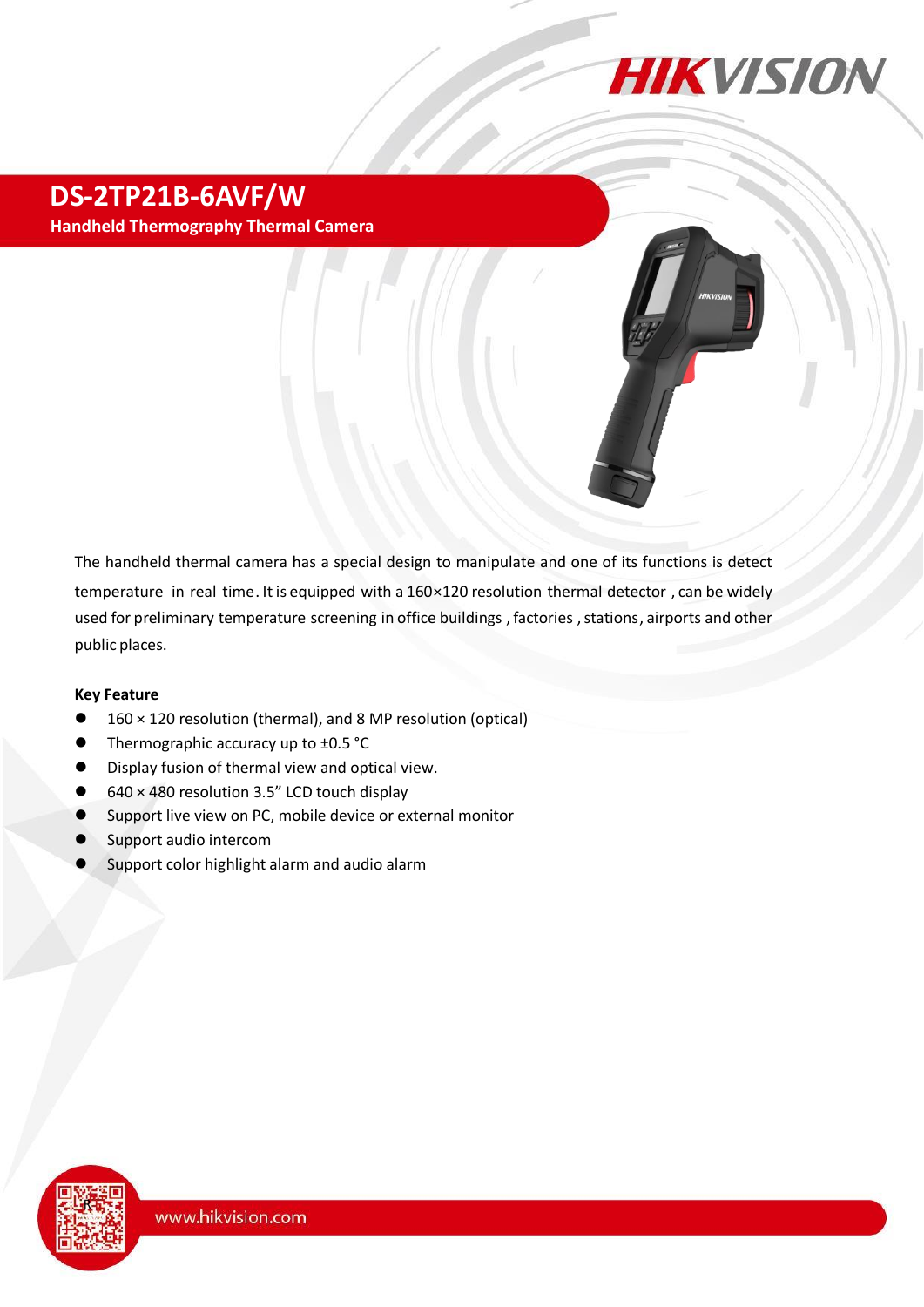# DS-2TP21B-6AVF/W

**Handheld Thermography Thermal Camera**

The handheld thermal camera has a special design to manipulate and one of its functions is detect temperature in real time. It is equipped with a 160×120 resolution thermal detector , can be widely used for preliminary temperature screening in office buildings , factories , stations, airports and other public places.

**Key Feature**

- 160 × 120 resolution (thermal), and 8 MP resolution (optical)
- Thermographic accuracy up to ±0.5 °C
- Display fusion of thermal view and optical view.
- 640 × 480 resolution 3.5” LCD touch display
- Support live view on PC, mobile device or external monitor
- Support audio intercom
- Support color highlight alarm and audio alarm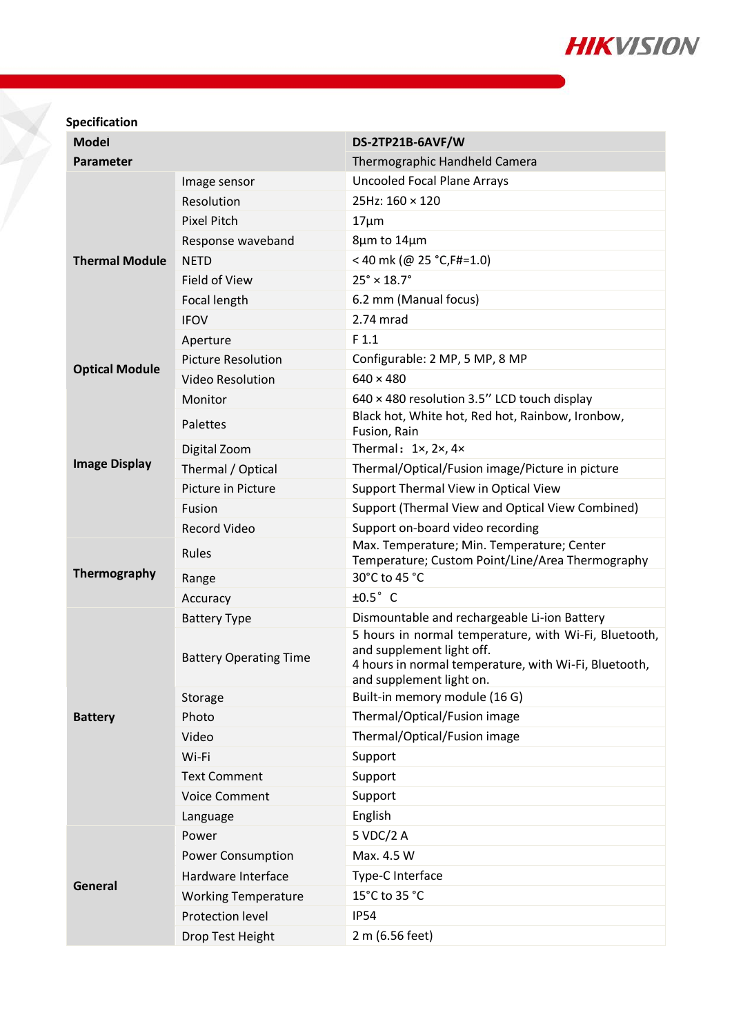**Specification**

| Model | | DS-2TP21B-6AVF/W |
|---|---|---|
| Parameter | | Thermographic Handheld Camera |
| Thermal Module | Image sensor | Uncooled Focal Plane Arrays |
| | Resolution | 25Hz: 160 × 120 |
| | Pixel Pitch | 17µm |
| | Response waveband | 8µm to 14µm |
| | NETD | < 40 mk (@ 25 °C,F#=1.0) |
| | Field of View | 25° × 18.7° |
| | Focal length | 6.2 mm (Manual focus) |
| | IFOV | 2.74 mrad |
| | Aperture | F 1.1 |
| Optical Module | Picture Resolution | Configurable: 2 MP, 5 MP, 8 MP |
| | Video Resolution | 640 × 480 |
| Image Display | Monitor | 640 × 480 resolution 3.5'' LCD touch display |
| | Palettes | Black hot, White hot, Red hot, Rainbow, Ironbow, Fusion, Rain |
| | Digital Zoom | Thermal： 1×, 2×, 4× |
| | Thermal / Optical | Thermal/Optical/Fusion image/Picture in picture |
| | Picture in Picture | Support Thermal View in Optical View |
| | Fusion | Support (Thermal View and Optical View Combined) |
| | Record Video | Support on-board video recording |
| Thermography | Rules | Max. Temperature; Min. Temperature; Center Temperature; Custom Point/Line/Area Thermography |
| | Range | 30°C to 45 °C |
| | Accuracy | ±0.5° C |
| Battery | Battery Type | Dismountable and rechargeable Li-ion Battery |
| | Battery Operating Time | 5 hours in normal temperature, with Wi-Fi, Bluetooth, and supplement light off.<br>4 hours in normal temperature, with Wi-Fi, Bluetooth, and supplement light on. |
| | Storage | Built-in memory module (16 G) |
| | Photo | Thermal/Optical/Fusion image |
| | Video | Thermal/Optical/Fusion image |
| | Wi-Fi | Support |
| | Text Comment | Support |
| | Voice Comment | Support |
| | Language | English |
| General | Power | 5 VDC/2 A |
| | Power Consumption | Max. 4.5 W |
| | Hardware Interface | Type-C Interface |
| | Working Temperature | 15°C to 35 °C |
| | Protection level | IP54 |
| | Drop Test Height | 2 m (6.56 feet) |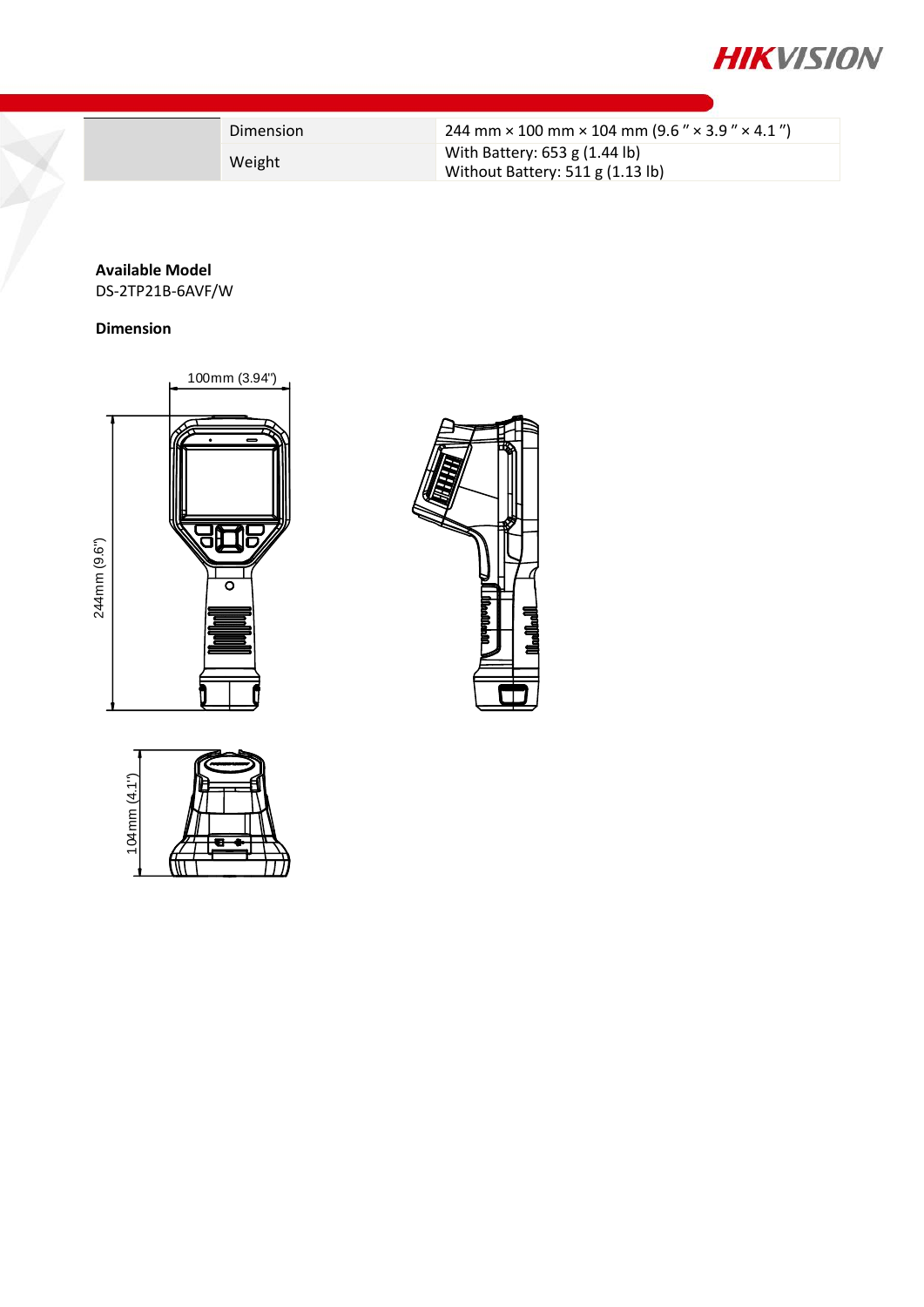| | | |
|---|---|---|
| | Dimension | 244 mm × 100 mm × 104 mm (9.6 ″ × 3.9 ″ × 4.1 ″) |
| | Weight | With Battery: 653 g (1.44 lb)<br>Without Battery: 511 g (1.13 lb) |

**Available Model**

DS-2TP21B-6AVF/W

**Dimension**

100mm (3.94")

244mm (9.6")

104mm (4.1")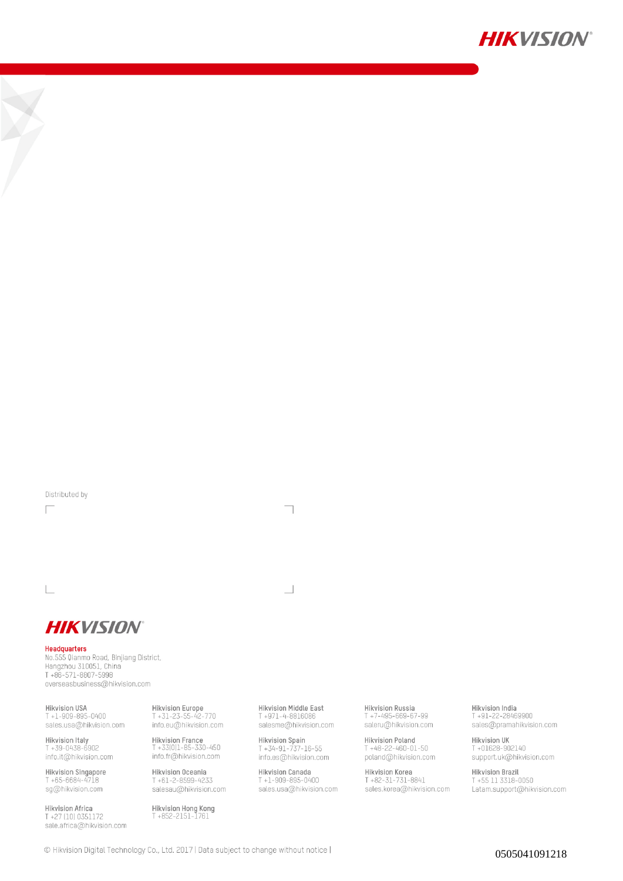Distributed by

HIKVISION

**Headquarters**
No.555 Qianmo Road, Binjiang District,
Hangzhou 310051, China
T +86-571-8807-5998
overseasbusiness@hikvision.com

Hikvision USA
T +1-909-895-0400
sales.usa@hikvision.com

Hikvision Europe
T +31-23-55-42-770
info.eu@hikvision.com

Hikvision Middle East
T +971-4-8816086
salesme@hikvision.com

Hikvision Russia
T +7-495-669-67-99
saleru@hikvision.com

Hikvision India
T +91-22-28469900
sales@pramahikvision.com

Hikvision Italy
T +39-0438-6902
info.it@hikvision.com

Hikvision France
T +33(0)1-85-330-450
info.fr@hikvision.com

Hikvision Spain
T +34-91-737-16-55
info.es@hikvision.com

Hikvision Poland
T +48-22-460-01-50
poland@hikvision.com

Hikvision UK
T +01628-902140
support.uk@hikvision.com

Hikvision Singapore
T +65-6684-4718
sg@hikvision.com

Hikvision Oceania
T +61-2-8599-4233
salesau@hikvision.com

Hikvision Canada
T +1-909-895-0400
sales.usa@hikvision.com

Hikvision Korea
T +82-31-731-8841
sales.korea@hikvision.com

Hikvision Brazil
T +55 11 3318-0050
Latam.support@hikvision.com

Hikvision Africa
T +27 (10) 0351172
sale.africa@hikvision.com

Hikvision Hong Kong
T +852-2151-1761

© Hikvision Digital Technology Co., Ltd. 2017 | Data subject to change without notice |

0505041091218